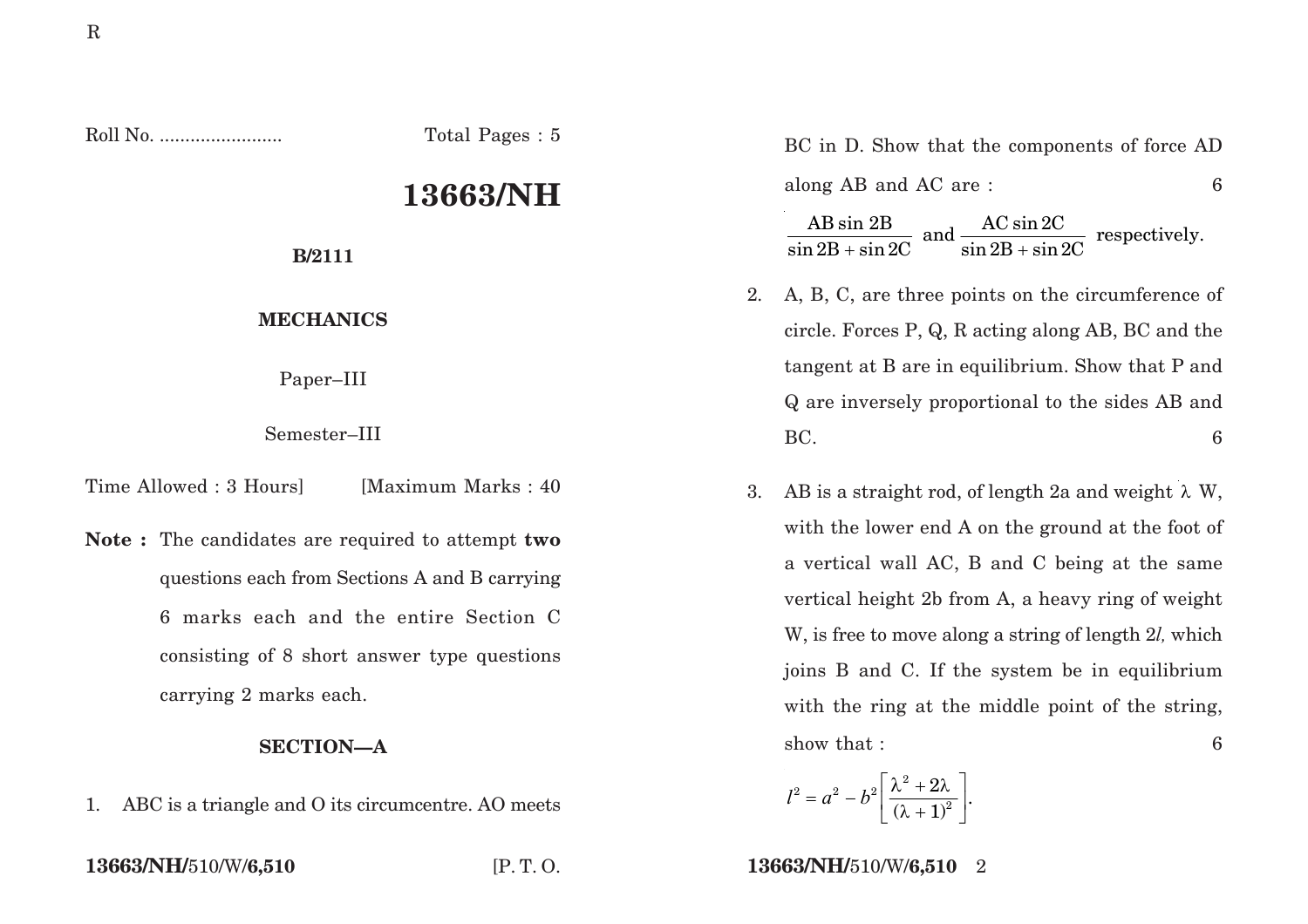Roll No. ........................ Total Pages : 5

# 13663/NH

**B/2111**

**MECHANICS**

Paper–III

Semester–III

Time Allowed : 3 Hours] [Maximum Marks : 40

**Note :** The candidates are required to attempt **two** questions each from Sections A and B carrying 6 marks each and the entire Section C consisting of 8 short answer type questions carrying 2 marks each.

## SECTION—A

1. ABC is a triangle and O its circumcentre. AO meets BC in D. Show that the components of force AD along AB and AC are : 6

   $$\frac{\text{AB} \sin 2\text{B}}{\sin 2\text{B} + \sin 2\text{C}} \text{ and } \frac{\text{AC} \sin 2\text{C}}{\sin 2\text{B} + \sin 2\text{C}} \text{ respectively.}$$

2. A, B, C, are three points on the circumference of circle. Forces P, Q, R acting along AB, BC and the tangent at B are in equilibrium. Show that P and Q are inversely proportional to the sides AB and BC. 6

3. AB is a straight rod, of length 2a and weight $\lambda$ W, with the lower end A on the ground at the foot of a vertical wall AC, B and C being at the same vertical height 2b from A, a heavy ring of weight W, is free to move along a string of length 2*l,* which joins B and C. If the system be in equilibrium with the ring at the middle point of the string, show that : 6

   $$l^2 = a^2 - b^2\left[\frac{\lambda^2 + 2\lambda}{(\lambda + 1)^2}\right].$$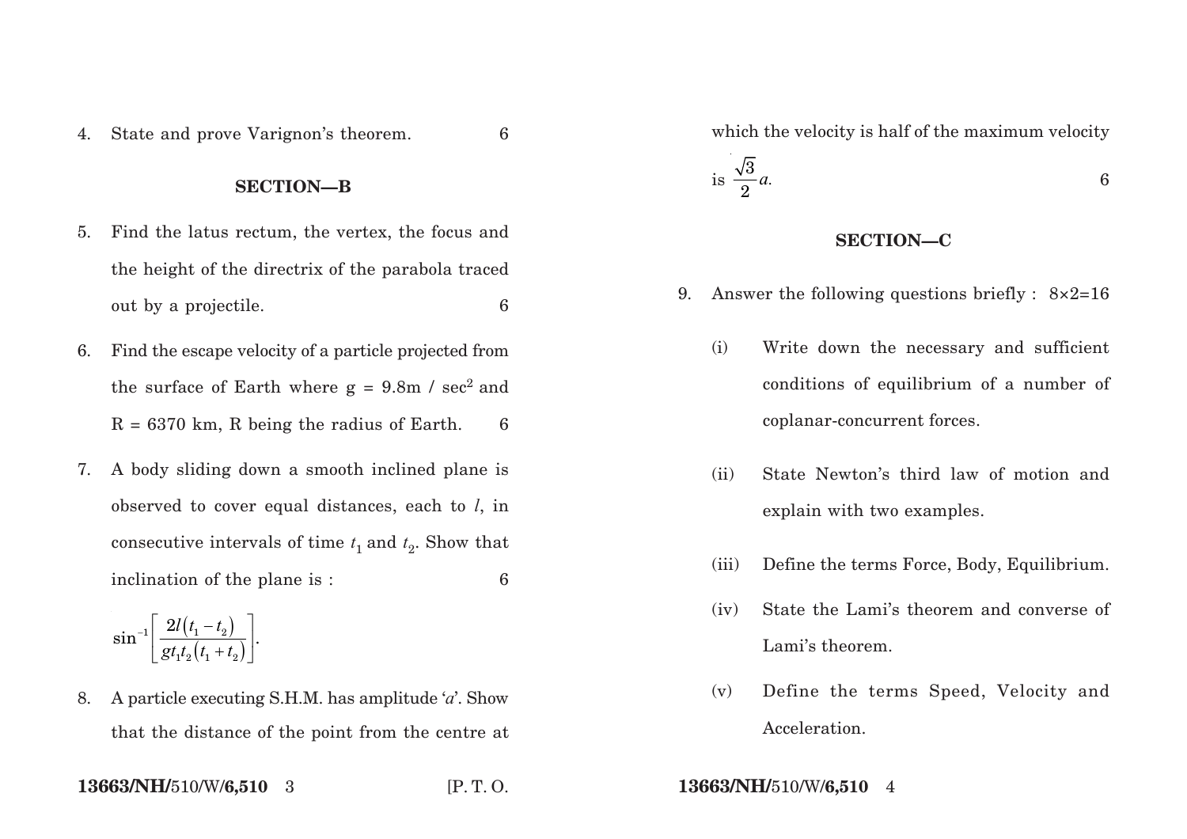4. State and prove Varignon's theorem. 6

## SECTION—B

5. Find the latus rectum, the vertex, the focus and the height of the directrix of the parabola traced out by a projectile. 6

6. Find the escape velocity of a particle projected from the surface of Earth where g = 9.8m / sec$^2$ and R = 6370 km, R being the radius of Earth. 6

7. A body sliding down a smooth inclined plane is observed to cover equal distances, each to $l$, in consecutive intervals of time $t_1$ and $t_2$. Show that inclination of the plane is : 6

$$\sin^{-1}\left[\frac{2l(t_1 - t_2)}{gt_1t_2(t_1 + t_2)}\right].$$

8. A particle executing S.H.M. has amplitude '$a$'. Show that the distance of the point from the centre at which the velocity is half of the maximum velocity is $\frac{\sqrt{3}}{2}a$. 6

## SECTION—C

9. Answer the following questions briefly : 8×2=16

   (i) Write down the necessary and sufficient conditions of equilibrium of a number of coplanar-concurrent forces.

   (ii) State Newton's third law of motion and explain with two examples.

   (iii) Define the terms Force, Body, Equilibrium.

   (iv) State the Lami's theorem and converse of Lami's theorem.

   (v) Define the terms Speed, Velocity and Acceleration.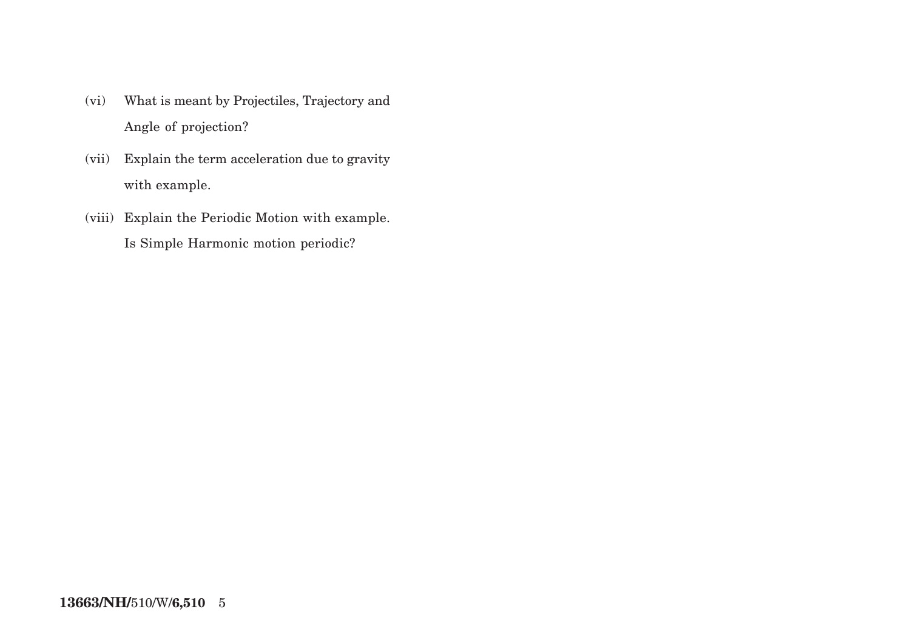(vi) What is meant by Projectiles, Trajectory and Angle of projection?

(vii) Explain the term acceleration due to gravity with example.

(viii) Explain the Periodic Motion with example. Is Simple Harmonic motion periodic?